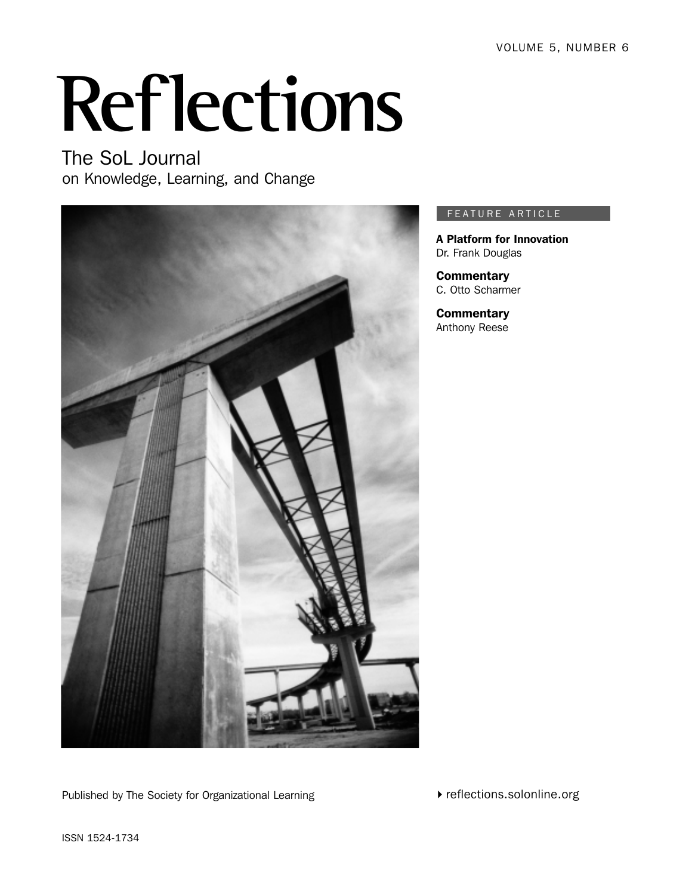VOLUME 5, NUMBER 6

# Reflections

## The SoL Journal
on Knowledge, Learning, and Change

FEATURE ARTICLE

**A Platform for Innovation**
Dr. Frank Douglas

**Commentary**
C. Otto Scharmer

**Commentary**
Anthony Reese

Published by The Society for Organizational Learning

reflections.solonline.org

ISSN 1524-1734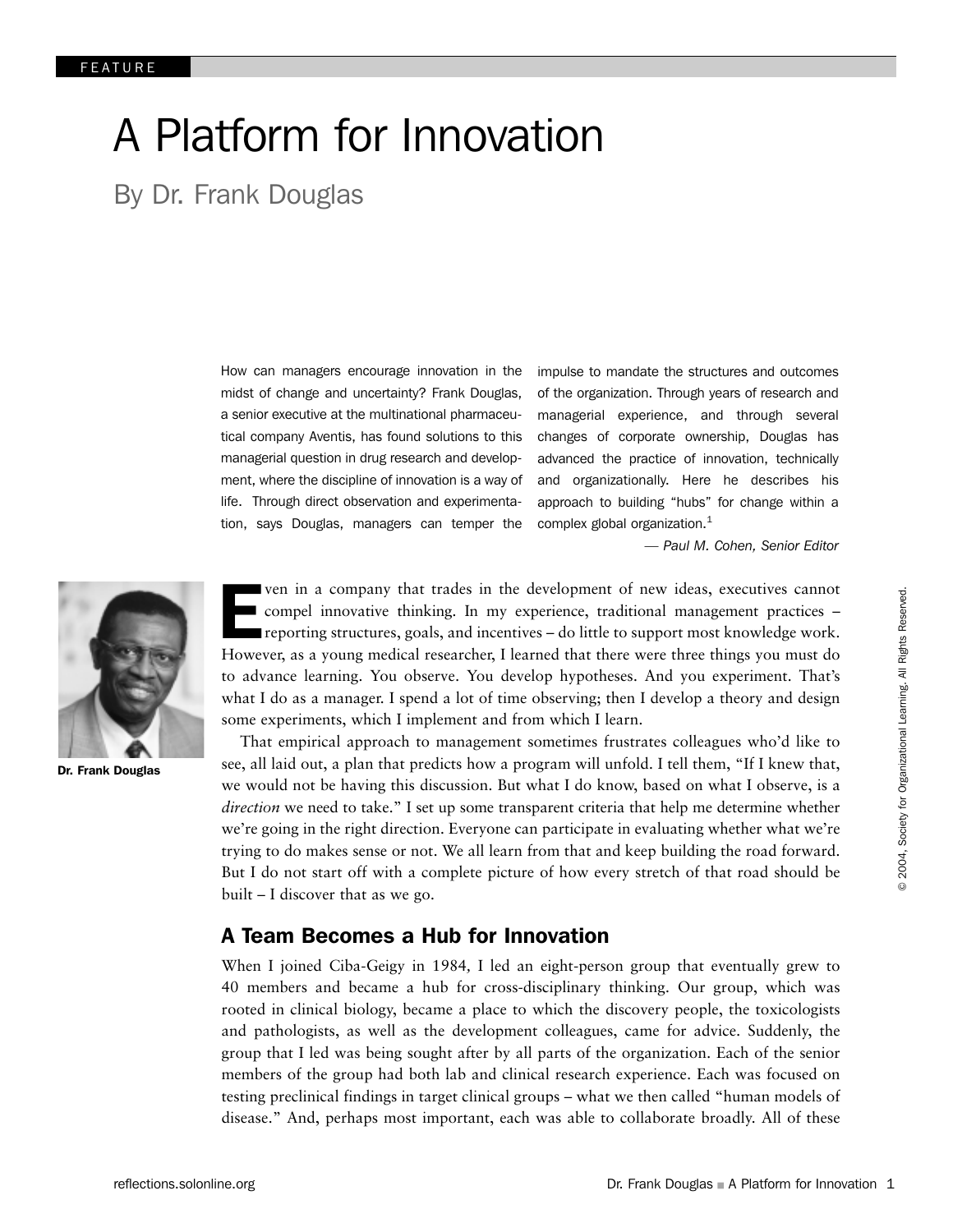FEATURE

# A Platform for Innovation

## By Dr. Frank Douglas

How can managers encourage innovation in the midst of change and uncertainty? Frank Douglas, a senior executive at the multinational pharmaceutical company Aventis, has found solutions to this managerial question in drug research and development, where the discipline of innovation is a way of life. Through direct observation and experimentation, says Douglas, managers can temper the impulse to mandate the structures and outcomes of the organization. Through years of research and managerial experience, and through several changes of corporate ownership, Douglas has advanced the practice of innovation, technically and organizationally. Here he describes his approach to building "hubs" for change within a complex global organization.[1]

*— Paul M. Cohen, Senior Editor*

**Dr. Frank Douglas**

Even in a company that trades in the development of new ideas, executives cannot compel innovative thinking. In my experience, traditional management practices – reporting structures, goals, and incentives – do little to support most knowledge work. However, as a young medical researcher, I learned that there were three things you must do to advance learning. You observe. You develop hypotheses. And you experiment. That's what I do as a manager. I spend a lot of time observing; then I develop a theory and design some experiments, which I implement and from which I learn.

That empirical approach to management sometimes frustrates colleagues who'd like to see, all laid out, a plan that predicts how a program will unfold. I tell them, "If I knew that, we would not be having this discussion. But what I do know, based on what I observe, is a *direction* we need to take." I set up some transparent criteria that help me determine whether we're going in the right direction. Everyone can participate in evaluating whether what we're trying to do makes sense or not. We all learn from that and keep building the road forward. But I do not start off with a complete picture of how every stretch of that road should be built – I discover that as we go.

### A Team Becomes a Hub for Innovation

When I joined Ciba-Geigy in 1984, I led an eight-person group that eventually grew to 40 members and became a hub for cross-disciplinary thinking. Our group, which was rooted in clinical biology, became a place to which the discovery people, the toxicologists and pathologists, as well as the development colleagues, came for advice. Suddenly, the group that I led was being sought after by all parts of the organization. Each of the senior members of the group had both lab and clinical research experience. Each was focused on testing preclinical findings in target clinical groups – what we then called "human models of disease." And, perhaps most important, each was able to collaborate broadly. All of these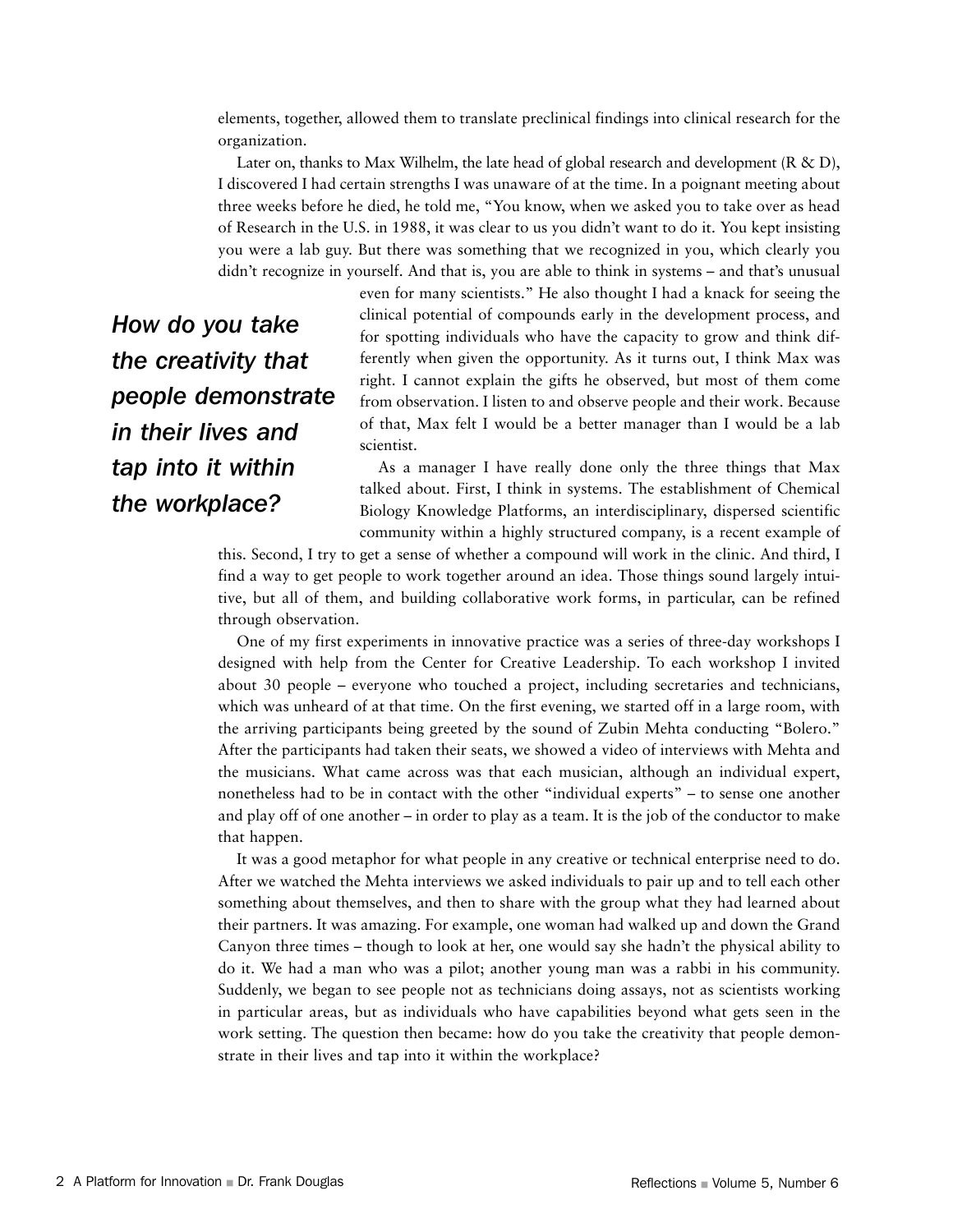elements, together, allowed them to translate preclinical findings into clinical research for the organization.

Later on, thanks to Max Wilhelm, the late head of global research and development (R & D), I discovered I had certain strengths I was unaware of at the time. In a poignant meeting about three weeks before he died, he told me, "You know, when we asked you to take over as head of Research in the U.S. in 1988, it was clear to us you didn't want to do it. You kept insisting you were a lab guy. But there was something that we recognized in you, which clearly you didn't recognize in yourself. And that is, you are able to think in systems – and that's unusual even for many scientists." He also thought I had a knack for seeing the clinical potential of compounds early in the development process, and for spotting individuals who have the capacity to grow and think differently when given the opportunity. As it turns out, I think Max was right. I cannot explain the gifts he observed, but most of them come from observation. I listen to and observe people and their work. Because of that, Max felt I would be a better manager than I would be a lab scientist.

***How do you take the creativity that people demonstrate in their lives and tap into it within the workplace?***

As a manager I have really done only the three things that Max talked about. First, I think in systems. The establishment of Chemical Biology Knowledge Platforms, an interdisciplinary, dispersed scientific community within a highly structured company, is a recent example of this. Second, I try to get a sense of whether a compound will work in the clinic. And third, I find a way to get people to work together around an idea. Those things sound largely intuitive, but all of them, and building collaborative work forms, in particular, can be refined through observation.

One of my first experiments in innovative practice was a series of three-day workshops I designed with help from the Center for Creative Leadership. To each workshop I invited about 30 people – everyone who touched a project, including secretaries and technicians, which was unheard of at that time. On the first evening, we started off in a large room, with the arriving participants being greeted by the sound of Zubin Mehta conducting "Bolero." After the participants had taken their seats, we showed a video of interviews with Mehta and the musicians. What came across was that each musician, although an individual expert, nonetheless had to be in contact with the other "individual experts" – to sense one another and play off of one another – in order to play as a team. It is the job of the conductor to make that happen.

It was a good metaphor for what people in any creative or technical enterprise need to do. After we watched the Mehta interviews we asked individuals to pair up and to tell each other something about themselves, and then to share with the group what they had learned about their partners. It was amazing. For example, one woman had walked up and down the Grand Canyon three times – though to look at her, one would say she hadn't the physical ability to do it. We had a man who was a pilot; another young man was a rabbi in his community. Suddenly, we began to see people not as technicians doing assays, not as scientists working in particular areas, but as individuals who have capabilities beyond what gets seen in the work setting. The question then became: how do you take the creativity that people demonstrate in their lives and tap into it within the workplace?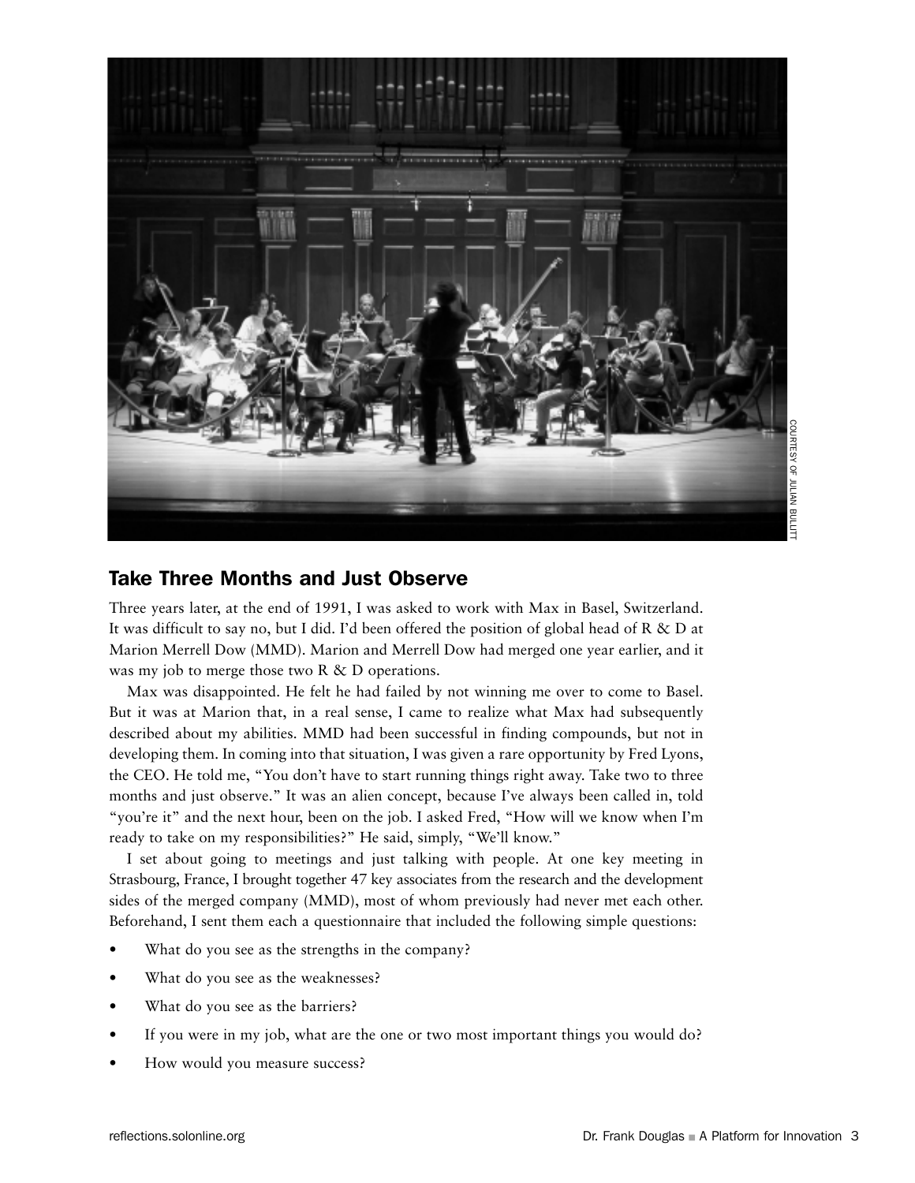COURTESY OF JULIAN BULLITT

## Take Three Months and Just Observe

Three years later, at the end of 1991, I was asked to work with Max in Basel, Switzerland. It was difficult to say no, but I did. I'd been offered the position of global head of R & D at Marion Merrell Dow (MMD). Marion and Merrell Dow had merged one year earlier, and it was my job to merge those two R & D operations.

Max was disappointed. He felt he had failed by not winning me over to come to Basel. But it was at Marion that, in a real sense, I came to realize what Max had subsequently described about my abilities. MMD had been successful in finding compounds, but not in developing them. In coming into that situation, I was given a rare opportunity by Fred Lyons, the CEO. He told me, "You don't have to start running things right away. Take two to three months and just observe." It was an alien concept, because I've always been called in, told "you're it" and the next hour, been on the job. I asked Fred, "How will we know when I'm ready to take on my responsibilities?" He said, simply, "We'll know."

I set about going to meetings and just talking with people. At one key meeting in Strasbourg, France, I brought together 47 key associates from the research and the development sides of the merged company (MMD), most of whom previously had never met each other. Beforehand, I sent them each a questionnaire that included the following simple questions:

- What do you see as the strengths in the company?
- What do you see as the weaknesses?
- What do you see as the barriers?
- If you were in my job, what are the one or two most important things you would do?
- How would you measure success?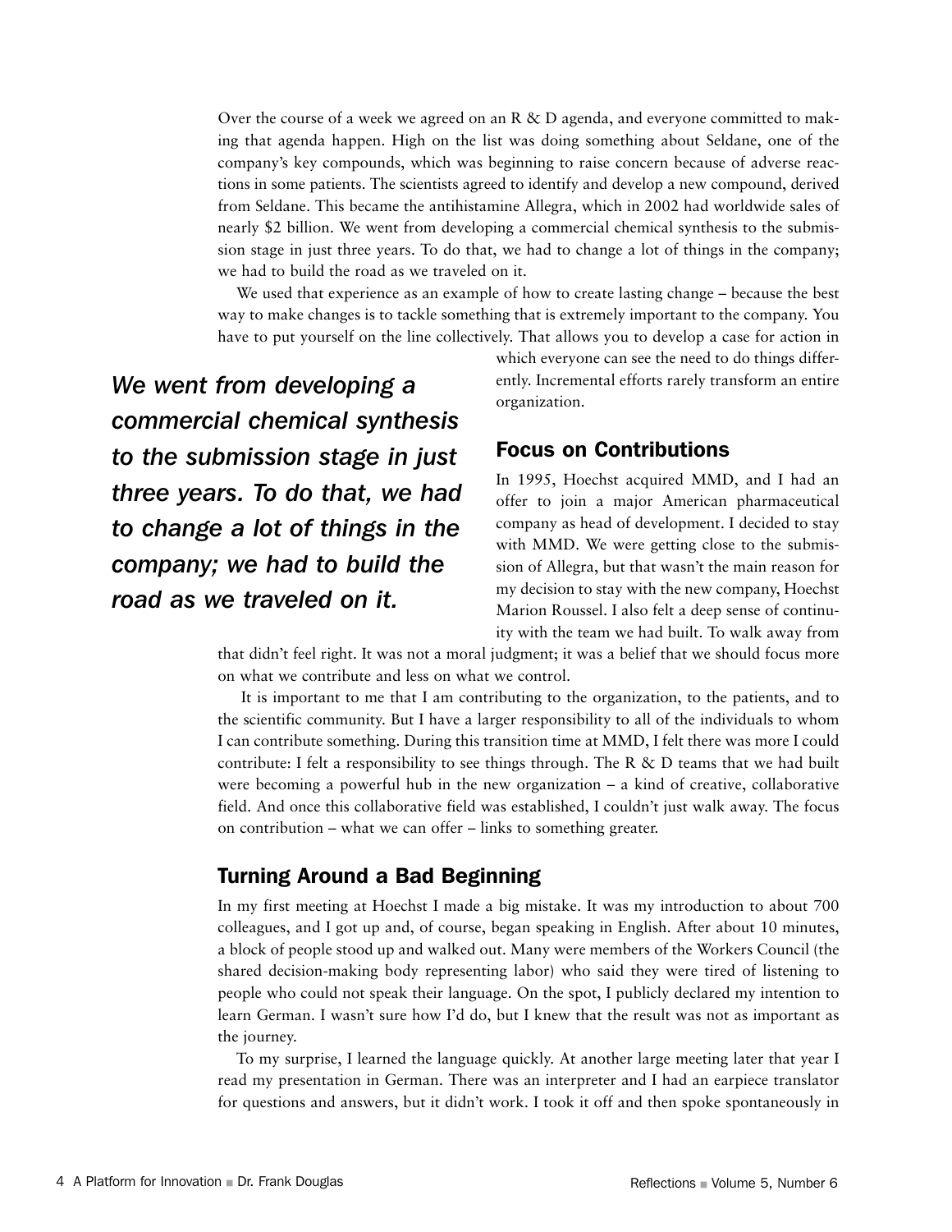Over the course of a week we agreed on an R & D agenda, and everyone committed to making that agenda happen. High on the list was doing something about Seldane, one of the company's key compounds, which was beginning to raise concern because of adverse reactions in some patients. The scientists agreed to identify and develop a new compound, derived from Seldane. This became the antihistamine Allegra, which in 2002 had worldwide sales of nearly $2 billion. We went from developing a commercial chemical synthesis to the submission stage in just three years. To do that, we had to change a lot of things in the company; we had to build the road as we traveled on it.

We used that experience as an example of how to create lasting change – because the best way to make changes is to tackle something that is extremely important to the company. You have to put yourself on the line collectively. That allows you to develop a case for action in which everyone can see the need to do things differently. Incremental efforts rarely transform an entire organization.

*We went from developing a commercial chemical synthesis to the submission stage in just three years. To do that, we had to change a lot of things in the company; we had to build the road as we traveled on it.*

## Focus on Contributions

In 1995, Hoechst acquired MMD, and I had an offer to join a major American pharmaceutical company as head of development. I decided to stay with MMD. We were getting close to the submission of Allegra, but that wasn't the main reason for my decision to stay with the new company, Hoechst Marion Roussel. I also felt a deep sense of continuity with the team we had built. To walk away from that didn't feel right. It was not a moral judgment; it was a belief that we should focus more on what we contribute and less on what we control.

It is important to me that I am contributing to the organization, to the patients, and to the scientific community. But I have a larger responsibility to all of the individuals to whom I can contribute something. During this transition time at MMD, I felt there was more I could contribute: I felt a responsibility to see things through. The R & D teams that we had built were becoming a powerful hub in the new organization – a kind of creative, collaborative field. And once this collaborative field was established, I couldn't just walk away. The focus on contribution – what we can offer – links to something greater.

## Turning Around a Bad Beginning

In my first meeting at Hoechst I made a big mistake. It was my introduction to about 700 colleagues, and I got up and, of course, began speaking in English. After about 10 minutes, a block of people stood up and walked out. Many were members of the Workers Council (the shared decision-making body representing labor) who said they were tired of listening to people who could not speak their language. On the spot, I publicly declared my intention to learn German. I wasn't sure how I'd do, but I knew that the result was not as important as the journey.

To my surprise, I learned the language quickly. At another large meeting later that year I read my presentation in German. There was an interpreter and I had an earpiece translator for questions and answers, but it didn't work. I took it off and then spoke spontaneously in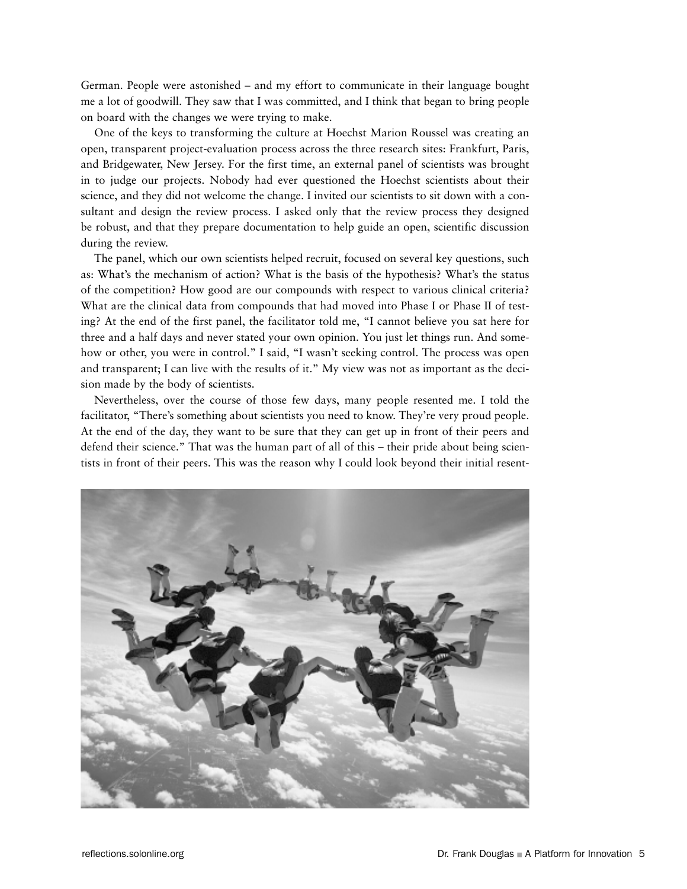German. People were astonished – and my effort to communicate in their language bought me a lot of goodwill. They saw that I was committed, and I think that began to bring people on board with the changes we were trying to make.

One of the keys to transforming the culture at Hoechst Marion Roussel was creating an open, transparent project-evaluation process across the three research sites: Frankfurt, Paris, and Bridgewater, New Jersey. For the first time, an external panel of scientists was brought in to judge our projects. Nobody had ever questioned the Hoechst scientists about their science, and they did not welcome the change. I invited our scientists to sit down with a consultant and design the review process. I asked only that the review process they designed be robust, and that they prepare documentation to help guide an open, scientific discussion during the review.

The panel, which our own scientists helped recruit, focused on several key questions, such as: What's the mechanism of action? What is the basis of the hypothesis? What's the status of the competition? How good are our compounds with respect to various clinical criteria? What are the clinical data from compounds that had moved into Phase I or Phase II of testing? At the end of the first panel, the facilitator told me, "I cannot believe you sat here for three and a half days and never stated your own opinion. You just let things run. And somehow or other, you were in control." I said, "I wasn't seeking control. The process was open and transparent; I can live with the results of it." My view was not as important as the decision made by the body of scientists.

Nevertheless, over the course of those few days, many people resented me. I told the facilitator, "There's something about scientists you need to know. They're very proud people. At the end of the day, they want to be sure that they can get up in front of their peers and defend their science." That was the human part of all of this – their pride about being scientists in front of their peers. This was the reason why I could look beyond their initial resent-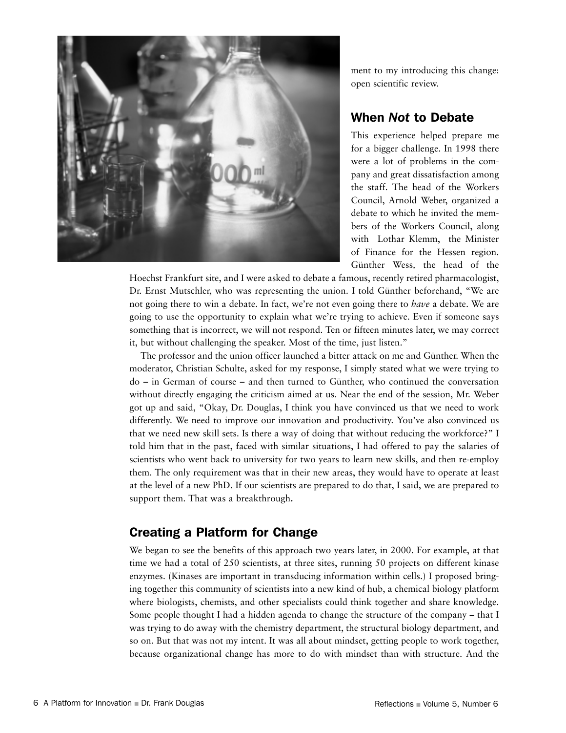ment to my introducing this change: open scientific review.

## When *Not* to Debate

This experience helped prepare me for a bigger challenge. In 1998 there were a lot of problems in the company and great dissatisfaction among the staff. The head of the Workers Council, Arnold Weber, organized a debate to which he invited the members of the Workers Council, along with Lothar Klemm, the Minister of Finance for the Hessen region. Günther Wess, the head of the Hoechst Frankfurt site, and I were asked to debate a famous, recently retired pharmacologist, Dr. Ernst Mutschler, who was representing the union. I told Günther beforehand, "We are not going there to win a debate. In fact, we're not even going there to *have* a debate. We are going to use the opportunity to explain what we're trying to achieve. Even if someone says something that is incorrect, we will not respond. Ten or fifteen minutes later, we may correct it, but without challenging the speaker. Most of the time, just listen."

The professor and the union officer launched a bitter attack on me and Günther. When the moderator, Christian Schulte, asked for my response, I simply stated what we were trying to do – in German of course – and then turned to Günther, who continued the conversation without directly engaging the criticism aimed at us. Near the end of the session, Mr. Weber got up and said, "Okay, Dr. Douglas, I think you have convinced us that we need to work differently. We need to improve our innovation and productivity. You've also convinced us that we need new skill sets. Is there a way of doing that without reducing the workforce?" I told him that in the past, faced with similar situations, I had offered to pay the salaries of scientists who went back to university for two years to learn new skills, and then re-employ them. The only requirement was that in their new areas, they would have to operate at least at the level of a new PhD. If our scientists are prepared to do that, I said, we are prepared to support them. That was a breakthrough.

## Creating a Platform for Change

We began to see the benefits of this approach two years later, in 2000. For example, at that time we had a total of 250 scientists, at three sites, running 50 projects on different kinase enzymes. (Kinases are important in transducing information within cells.) I proposed bringing together this community of scientists into a new kind of hub, a chemical biology platform where biologists, chemists, and other specialists could think together and share knowledge. Some people thought I had a hidden agenda to change the structure of the company – that I was trying to do away with the chemistry department, the structural biology department, and so on. But that was not my intent. It was all about mindset, getting people to work together, because organizational change has more to do with mindset than with structure. And the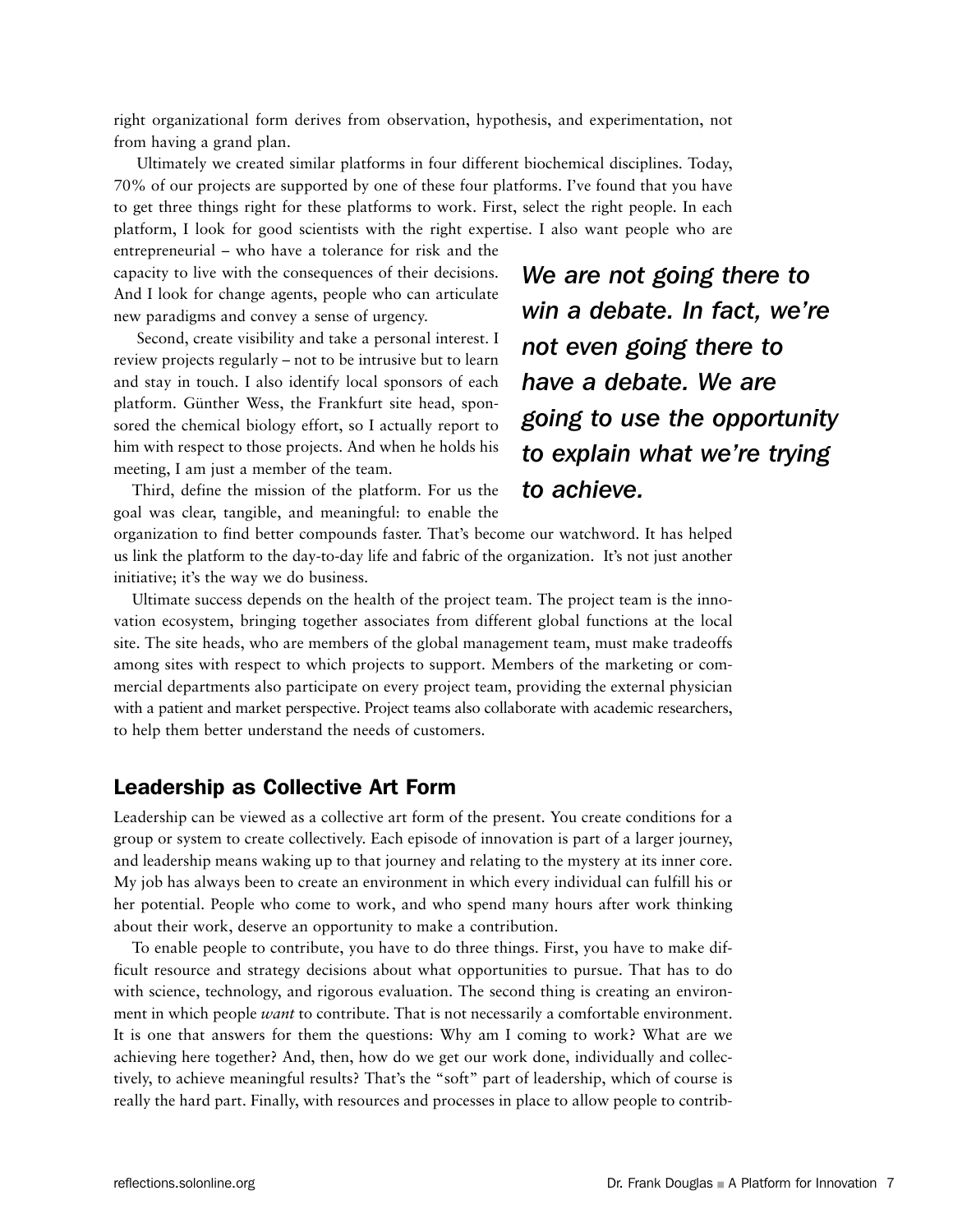right organizational form derives from observation, hypothesis, and experimentation, not from having a grand plan.

Ultimately we created similar platforms in four different biochemical disciplines. Today, 70% of our projects are supported by one of these four platforms. I've found that you have to get three things right for these platforms to work. First, select the right people. In each platform, I look for good scientists with the right expertise. I also want people who are entrepreneurial – who have a tolerance for risk and the capacity to live with the consequences of their decisions. And I look for change agents, people who can articulate new paradigms and convey a sense of urgency.

Second, create visibility and take a personal interest. I review projects regularly – not to be intrusive but to learn and stay in touch. I also identify local sponsors of each platform. Günther Wess, the Frankfurt site head, sponsored the chemical biology effort, so I actually report to him with respect to those projects. And when he holds his meeting, I am just a member of the team.

Third, define the mission of the platform. For us the goal was clear, tangible, and meaningful: to enable the organization to find better compounds faster. That's become our watchword. It has helped us link the platform to the day-to-day life and fabric of the organization. It's not just another initiative; it's the way we do business.

***We are not going there to win a debate. In fact, we're not even going there to have a debate. We are going to use the opportunity to explain what we're trying to achieve.***

Ultimate success depends on the health of the project team. The project team is the innovation ecosystem, bringing together associates from different global functions at the local site. The site heads, who are members of the global management team, must make tradeoffs among sites with respect to which projects to support. Members of the marketing or commercial departments also participate on every project team, providing the external physician with a patient and market perspective. Project teams also collaborate with academic researchers, to help them better understand the needs of customers.

## Leadership as Collective Art Form

Leadership can be viewed as a collective art form of the present. You create conditions for a group or system to create collectively. Each episode of innovation is part of a larger journey, and leadership means waking up to that journey and relating to the mystery at its inner core. My job has always been to create an environment in which every individual can fulfill his or her potential. People who come to work, and who spend many hours after work thinking about their work, deserve an opportunity to make a contribution.

To enable people to contribute, you have to do three things. First, you have to make difficult resource and strategy decisions about what opportunities to pursue. That has to do with science, technology, and rigorous evaluation. The second thing is creating an environment in which people *want* to contribute. That is not necessarily a comfortable environment. It is one that answers for them the questions: Why am I coming to work? What are we achieving here together? And, then, how do we get our work done, individually and collectively, to achieve meaningful results? That's the "soft" part of leadership, which of course is really the hard part. Finally, with resources and processes in place to allow people to contrib-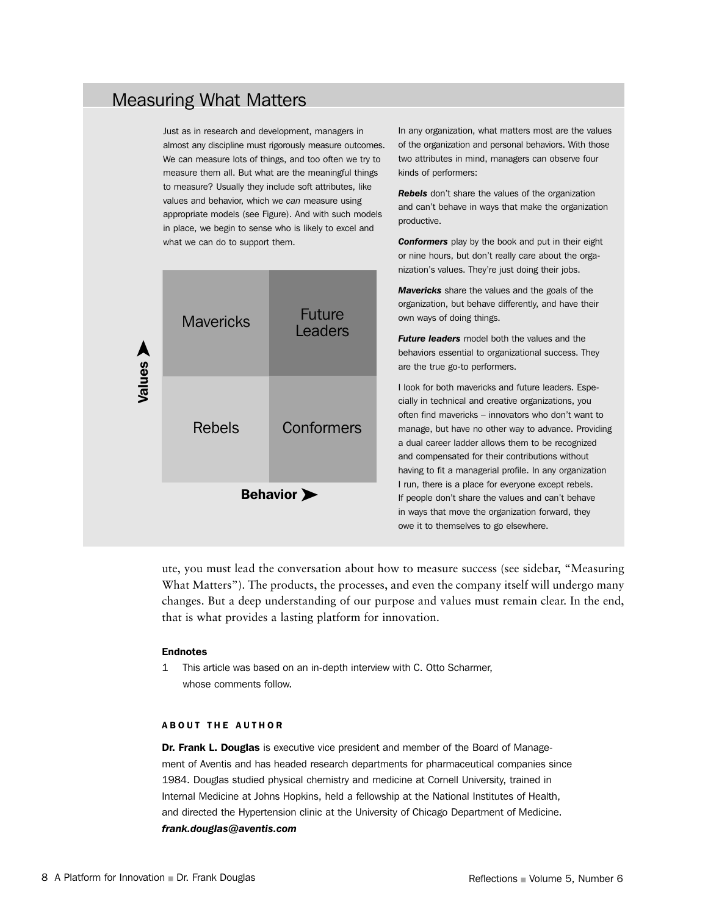## Measuring What Matters

Just as in research and development, managers in almost any discipline must rigorously measure outcomes. We can measure lots of things, and too often we try to measure them all. But what are the meaningful things to measure? Usually they include soft attributes, like values and behavior, which we *can* measure using appropriate models (see Figure). And with such models in place, we begin to sense who is likely to excel and what we can do to support them.

| Values ↑ / Behavior → | | |
|---|---|---|
| High values | Mavericks | Future Leaders |
| Low values | Rebels | Conformers |

In any organization, what matters most are the values of the organization and personal behaviors. With those two attributes in mind, managers can observe four kinds of performers:

***Rebels*** don't share the values of the organization and can't behave in ways that make the organization productive.

***Conformers*** play by the book and put in their eight or nine hours, but don't really care about the organization's values. They're just doing their jobs.

***Mavericks*** share the values and the goals of the organization, but behave differently, and have their own ways of doing things.

***Future leaders*** model both the values and the behaviors essential to organizational success. They are the true go-to performers.

I look for both mavericks and future leaders. Especially in technical and creative organizations, you often find mavericks – innovators who don't want to manage, but have no other way to advance. Providing a dual career ladder allows them to be recognized and compensated for their contributions without having to fit a managerial profile. In any organization I run, there is a place for everyone except rebels. If people don't share the values and can't behave in ways that move the organization forward, they owe it to themselves to go elsewhere.

ute, you must lead the conversation about how to measure success (see sidebar, "Measuring What Matters"). The products, the processes, and even the company itself will undergo many changes. But a deep understanding of our purpose and values must remain clear. In the end, that is what provides a lasting platform for innovation.

#### Endnotes

1 This article was based on an in-depth interview with C. Otto Scharmer, whose comments follow.

#### ABOUT THE AUTHOR

**Dr. Frank L. Douglas** is executive vice president and member of the Board of Management of Aventis and has headed research departments for pharmaceutical companies since 1984. Douglas studied physical chemistry and medicine at Cornell University, trained in Internal Medicine at Johns Hopkins, held a fellowship at the National Institutes of Health, and directed the Hypertension clinic at the University of Chicago Department of Medicine.
***frank.douglas@aventis.com***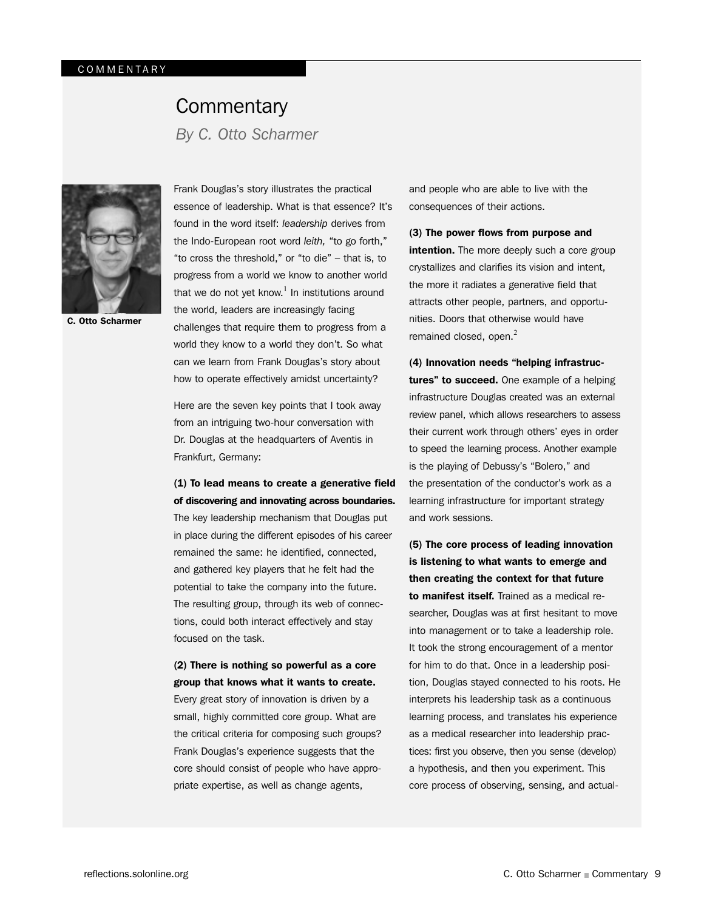COMMENTARY

# Commentary

*By C. Otto Scharmer*

C. Otto Scharmer

Frank Douglas's story illustrates the practical essence of leadership. What is that essence? It's found in the word itself: *leadership* derives from the Indo-European root word *leith,* "to go forth," "to cross the threshold," or "to die" – that is, to progress from a world we know to another world that we do not yet know.[1] In institutions around the world, leaders are increasingly facing challenges that require them to progress from a world they know to a world they don't. So what can we learn from Frank Douglas's story about how to operate effectively amidst uncertainty?

Here are the seven key points that I took away from an intriguing two-hour conversation with Dr. Douglas at the headquarters of Aventis in Frankfurt, Germany:

**(1) To lead means to create a generative field of discovering and innovating across boundaries.** The key leadership mechanism that Douglas put in place during the different episodes of his career remained the same: he identified, connected, and gathered key players that he felt had the potential to take the company into the future. The resulting group, through its web of connections, could both interact effectively and stay focused on the task.

**(2) There is nothing so powerful as a core group that knows what it wants to create.** Every great story of innovation is driven by a small, highly committed core group. What are the critical criteria for composing such groups? Frank Douglas's experience suggests that the core should consist of people who have appropriate expertise, as well as change agents, and people who are able to live with the consequences of their actions.

**(3) The power flows from purpose and intention.** The more deeply such a core group crystallizes and clarifies its vision and intent, the more it radiates a generative field that attracts other people, partners, and opportunities. Doors that otherwise would have remained closed, open.[2]

**(4) Innovation needs "helping infrastructures" to succeed.** One example of a helping infrastructure Douglas created was an external review panel, which allows researchers to assess their current work through others' eyes in order to speed the learning process. Another example is the playing of Debussy's "Bolero," and the presentation of the conductor's work as a learning infrastructure for important strategy and work sessions.

**(5) The core process of leading innovation is listening to what wants to emerge and then creating the context for that future to manifest itself.** Trained as a medical researcher, Douglas was at first hesitant to move into management or to take a leadership role. It took the strong encouragement of a mentor for him to do that. Once in a leadership position, Douglas stayed connected to his roots. He interprets his leadership task as a continuous learning process, and translates his experience as a medical researcher into leadership practices: first you observe, then you sense (develop) a hypothesis, and then you experiment. This core process of observing, sensing, and actual-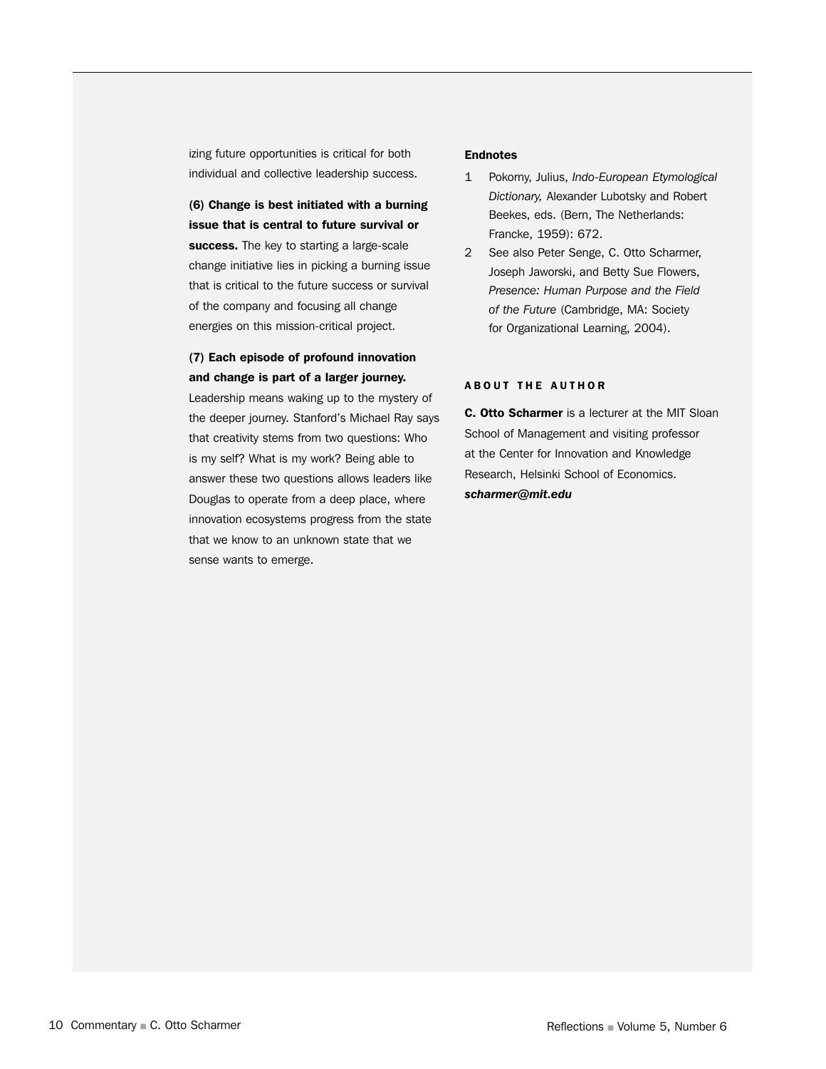izing future opportunities is critical for both individual and collective leadership success.

**(6) Change is best initiated with a burning issue that is central to future survival or success.** The key to starting a large-scale change initiative lies in picking a burning issue that is critical to the future success or survival of the company and focusing all change energies on this mission-critical project.

**(7) Each episode of profound innovation and change is part of a larger journey.** Leadership means waking up to the mystery of the deeper journey. Stanford's Michael Ray says that creativity stems from two questions: Who is my self? What is my work? Being able to answer these two questions allows leaders like Douglas to operate from a deep place, where innovation ecosystems progress from the state that we know to an unknown state that we sense wants to emerge.

**Endnotes**

1 Pokorny, Julius, *Indo-European Etymological Dictionary,* Alexander Lubotsky and Robert Beekes, eds. (Bern, The Netherlands: Francke, 1959): 672.

2 See also Peter Senge, C. Otto Scharmer, Joseph Jaworski, and Betty Sue Flowers, *Presence: Human Purpose and the Field of the Future* (Cambridge, MA: Society for Organizational Learning, 2004).

## ABOUT THE AUTHOR

**C. Otto Scharmer** is a lecturer at the MIT Sloan School of Management and visiting professor at the Center for Innovation and Knowledge Research, Helsinki School of Economics. ***scharmer@mit.edu***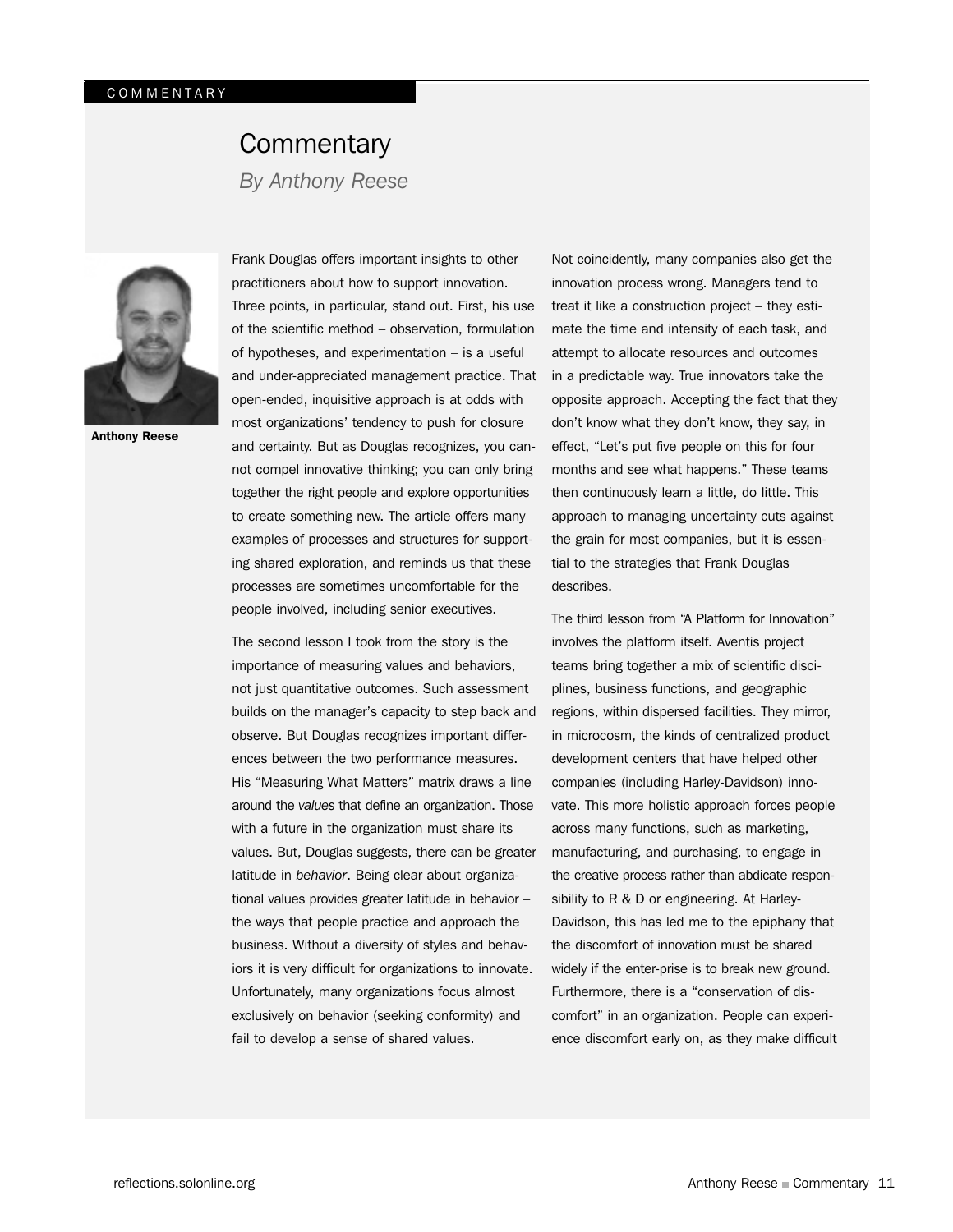# Commentary

*By Anthony Reese*

**Anthony Reese**

Frank Douglas offers important insights to other practitioners about how to support innovation. Three points, in particular, stand out. First, his use of the scientific method – observation, formulation of hypotheses, and experimentation – is a useful and under-appreciated management practice. That open-ended, inquisitive approach is at odds with most organizations' tendency to push for closure and certainty. But as Douglas recognizes, you cannot compel innovative thinking; you can only bring together the right people and explore opportunities to create something new. The article offers many examples of processes and structures for supporting shared exploration, and reminds us that these processes are sometimes uncomfortable for the people involved, including senior executives.

The second lesson I took from the story is the importance of measuring values and behaviors, not just quantitative outcomes. Such assessment builds on the manager's capacity to step back and observe. But Douglas recognizes important differences between the two performance measures. His "Measuring What Matters" matrix draws a line around the *values* that define an organization. Those with a future in the organization must share its values. But, Douglas suggests, there can be greater latitude in *behavior*. Being clear about organizational values provides greater latitude in behavior – the ways that people practice and approach the business. Without a diversity of styles and behaviors it is very difficult for organizations to innovate. Unfortunately, many organizations focus almost exclusively on behavior (seeking conformity) and fail to develop a sense of shared values.

Not coincidently, many companies also get the innovation process wrong. Managers tend to treat it like a construction project – they estimate the time and intensity of each task, and attempt to allocate resources and outcomes in a predictable way. True innovators take the opposite approach. Accepting the fact that they don't know what they don't know, they say, in effect, "Let's put five people on this for four months and see what happens." These teams then continuously learn a little, do little. This approach to managing uncertainty cuts against the grain for most companies, but it is essential to the strategies that Frank Douglas describes.

The third lesson from "A Platform for Innovation" involves the platform itself. Aventis project teams bring together a mix of scientific disciplines, business functions, and geographic regions, within dispersed facilities. They mirror, in microcosm, the kinds of centralized product development centers that have helped other companies (including Harley-Davidson) innovate. This more holistic approach forces people across many functions, such as marketing, manufacturing, and purchasing, to engage in the creative process rather than abdicate responsibility to R & D or engineering. At Harley-Davidson, this has led me to the epiphany that the discomfort of innovation must be shared widely if the enter-prise is to break new ground. Furthermore, there is a "conservation of discomfort" in an organization. People can experience discomfort early on, as they make difficult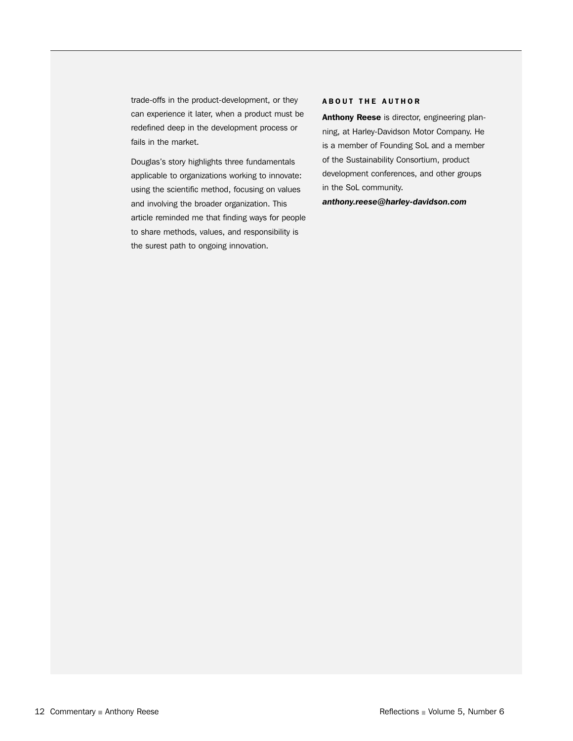trade-offs in the product-development, or they can experience it later, when a product must be redefined deep in the development process or fails in the market.

Douglas's story highlights three fundamentals applicable to organizations working to innovate: using the scientific method, focusing on values and involving the broader organization. This article reminded me that finding ways for people to share methods, values, and responsibility is the surest path to ongoing innovation.

### ABOUT THE AUTHOR

**Anthony Reese** is director, engineering planning, at Harley-Davidson Motor Company. He is a member of Founding SoL and a member of the Sustainability Consortium, product development conferences, and other groups in the SoL community.

***anthony.reese@harley-davidson.com***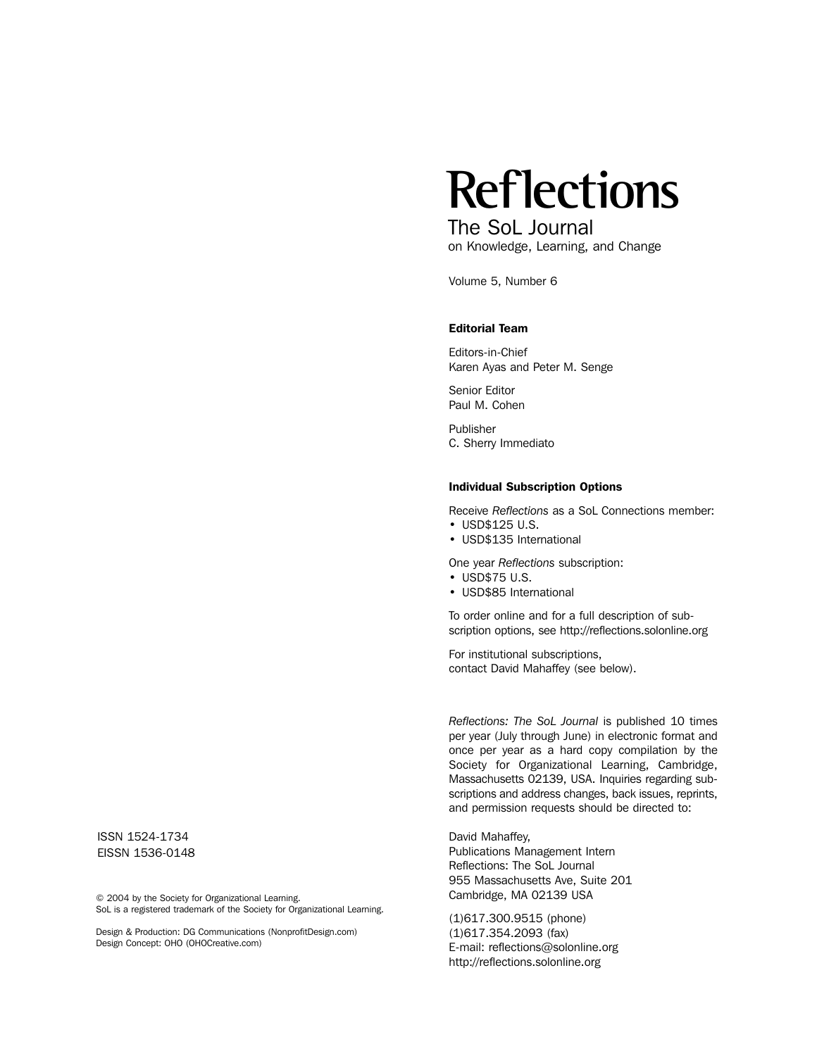# Reflections

## The SoL Journal

on Knowledge, Learning, and Change

Volume 5, Number 6

**Editorial Team**

Editors-in-Chief
Karen Ayas and Peter M. Senge

Senior Editor
Paul M. Cohen

Publisher
C. Sherry Immediato

**Individual Subscription Options**

Receive *Reflections* as a SoL Connections member:
- USD$125 U.S.
- USD$135 International

One year *Reflections* subscription:
- USD$75 U.S.
- USD$85 International

To order online and for a full description of subscription options, see http://reflections.solonline.org

For institutional subscriptions,
contact David Mahaffey (see below).

*Reflections: The SoL Journal* is published 10 times per year (July through June) in electronic format and once per year as a hard copy compilation by the Society for Organizational Learning, Cambridge, Massachusetts 02139, USA. Inquiries regarding subscriptions and address changes, back issues, reprints, and permission requests should be directed to:

David Mahaffey,
Publications Management Intern
Reflections: The SoL Journal
955 Massachusetts Ave, Suite 201
Cambridge, MA 02139 USA

(1)617.300.9515 (phone)
(1)617.354.2093 (fax)
E-mail: reflections@solonline.org
http://reflections.solonline.org

ISSN 1524-1734
EISSN 1536-0148

© 2004 by the Society for Organizational Learning.
SoL is a registered trademark of the Society for Organizational Learning.

Design & Production: DG Communications (NonprofitDesign.com)
Design Concept: OHO (OHOCreative.com)